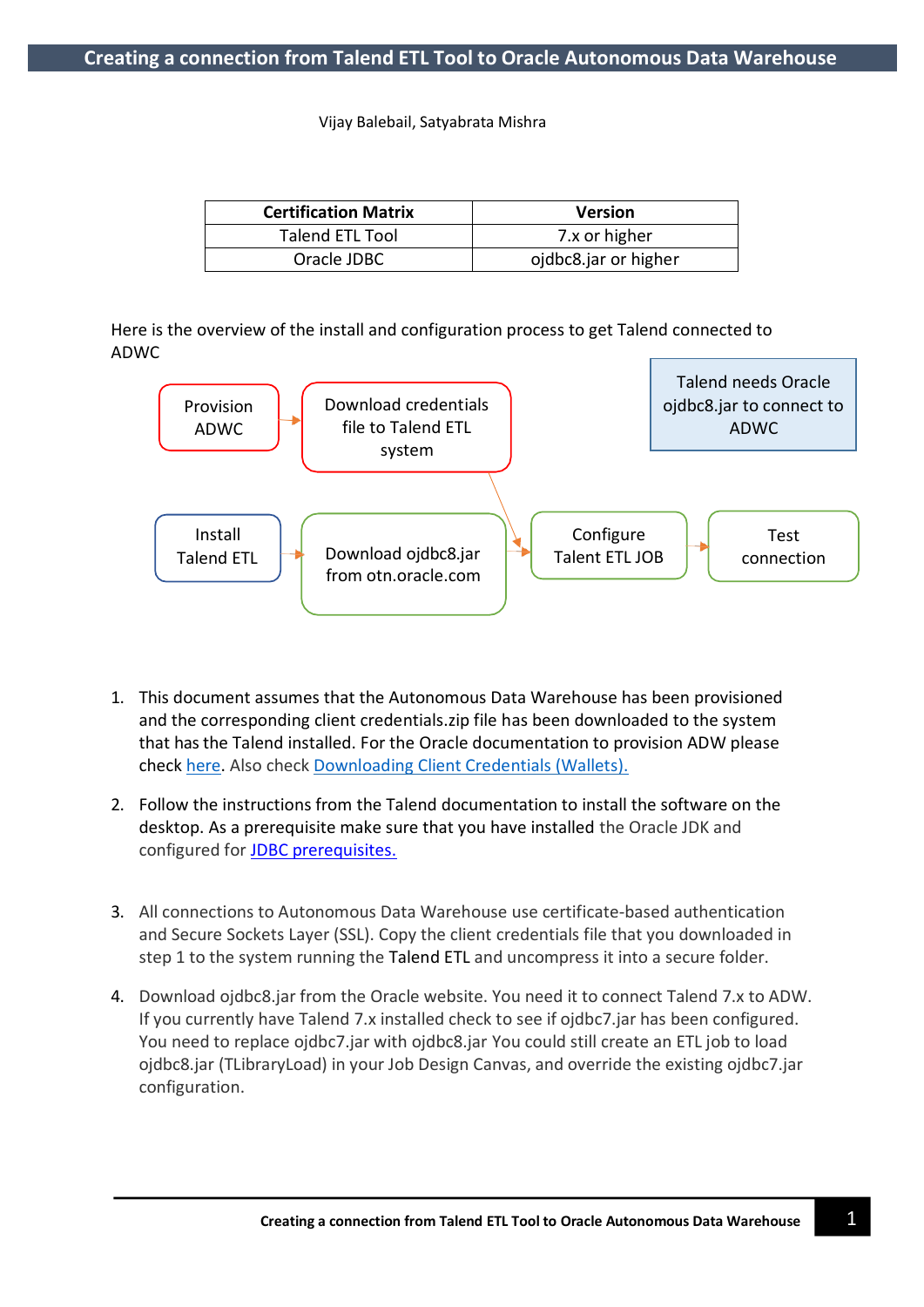# Creating a connection from Talend ETL Tool to Oracle Autonomous Data Warehouse

Vijay Balebail, Satyabrata Mishra

| Certification Matrix | Version |
|---|---|
| Talend ETL Tool | 7.x or higher |
| Oracle JDBC | ojdbc8.jar or higher |

Here is the overview of the install and configuration process to get Talend connected to ADWC

Provision ADWC → Download credentials file to Talend ETL system

Talend needs Oracle ojdbc8.jar to connect to ADWC

Install Talend ETL → Download ojdbc8.jar from otn.oracle.com → Configure Talent ETL JOB → Test connection

1. This document assumes that the Autonomous Data Warehouse has been provisioned and the corresponding client credentials.zip file has been downloaded to the system that has the Talend installed. For the Oracle documentation to provision ADW please check [here](). Also check [Downloading Client Credentials (Wallets).]()

2. Follow the instructions from the Talend documentation to install the software on the desktop. As a prerequisite make sure that you have installed the Oracle JDK and configured for [JDBC prerequisites.]()

3. All connections to Autonomous Data Warehouse use certificate-based authentication and Secure Sockets Layer (SSL). Copy the client credentials file that you downloaded in step 1 to the system running the Talend ETL and uncompress it into a secure folder.

4. Download ojdbc8.jar from the Oracle website. You need it to connect Talend 7.x to ADW. If you currently have Talend 7.x installed check to see if ojdbc7.jar has been configured. You need to replace ojdbc7.jar with ojdbc8.jar You could still create an ETL job to load ojdbc8.jar (TLibraryLoad) in your Job Design Canvas, and override the existing ojdbc7.jar configuration.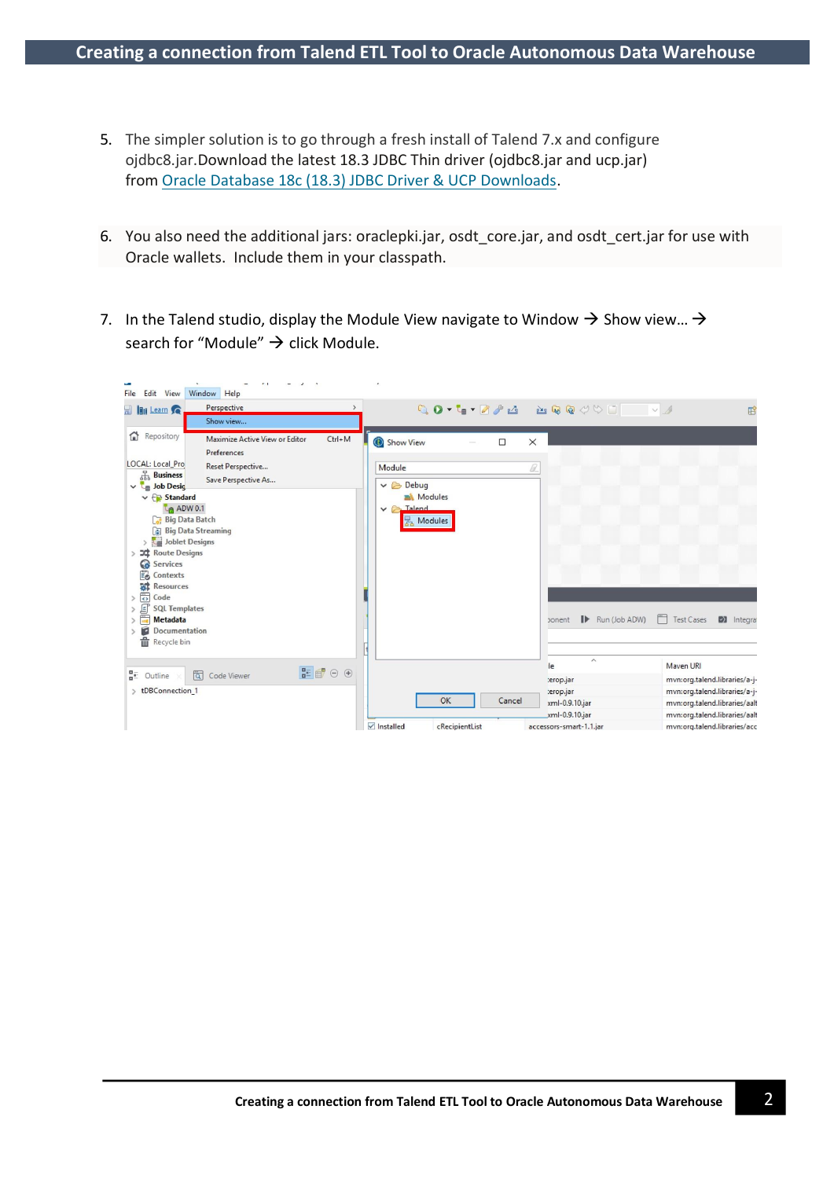5. The simpler solution is to go through a fresh install of Talend 7.x and configure ojdbc8.jar.Download the latest 18.3 JDBC Thin driver (ojdbc8.jar and ucp.jar) from Oracle Database 18c (18.3) JDBC Driver & UCP Downloads.

6. You also need the additional jars: oraclepki.jar, osdt_core.jar, and osdt_cert.jar for use with Oracle wallets. Include them in your classpath.

7. In the Talend studio, display the Module View navigate to Window → Show view... → search for "Module" → click Module.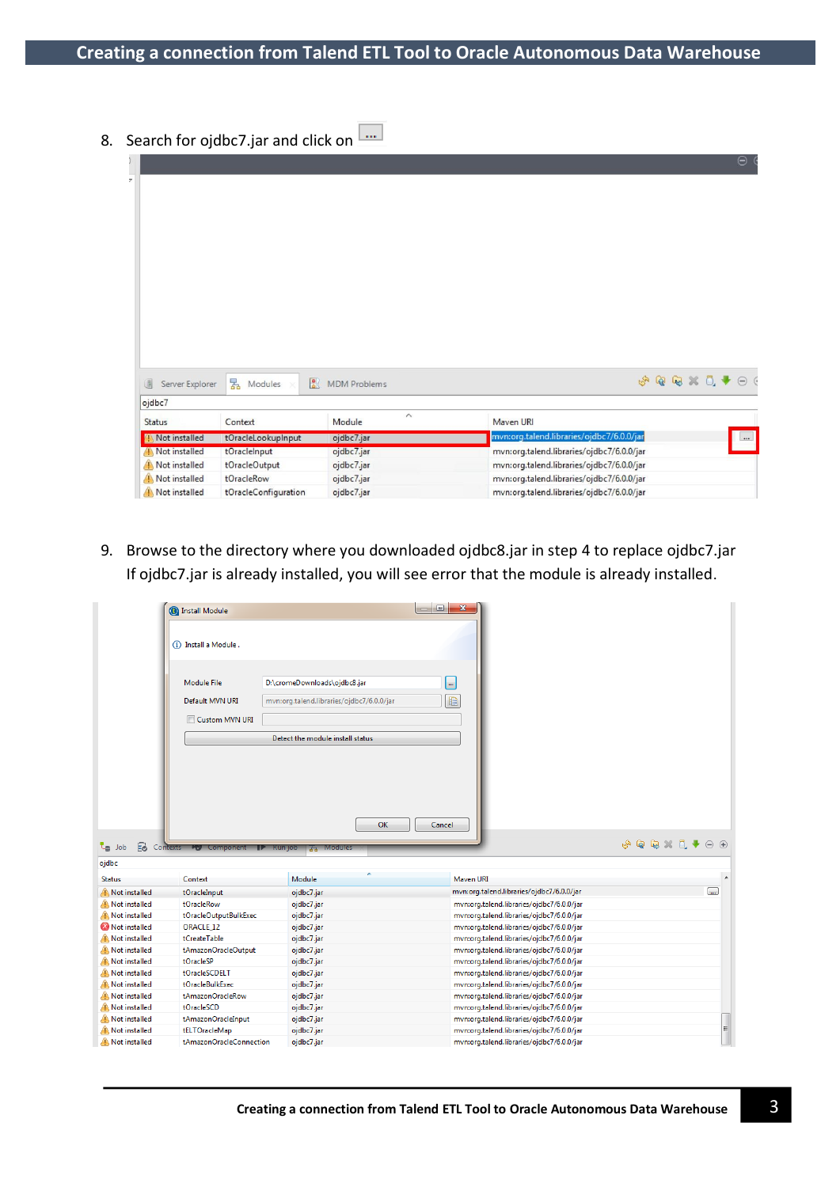8. Search for ojdbc7.jar and click on ...

9. Browse to the directory where you downloaded ojdbc8.jar in step 4 to replace ojdbc7.jar
   If ojdbc7.jar is already installed, you will see error that the module is already installed.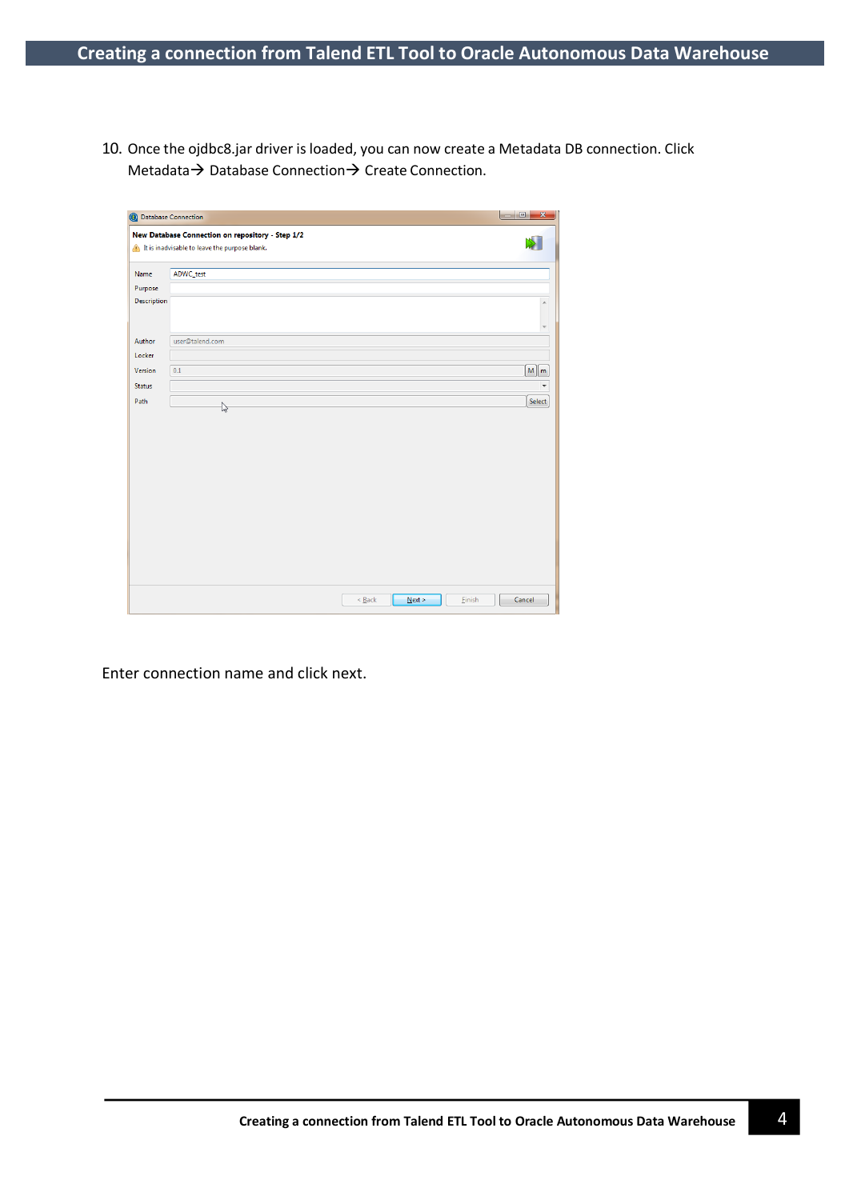10. Once the ojdbc8.jar driver is loaded, you can now create a Metadata DB connection. Click Metadata→ Database Connection→ Create Connection.

Enter connection name and click next.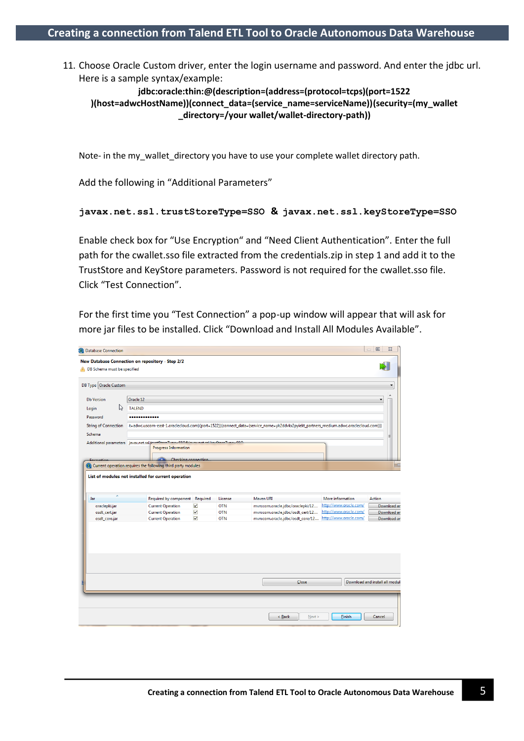11. Choose Oracle Custom driver, enter the login username and password. And enter the jdbc url. Here is a sample syntax/example:

    **jdbc:oracle:thin:@(description=(address=(protocol=tcps)(port=1522 )(host=adwcHostName))(connect_data=(service_name=serviceName))(security=(my_wallet _directory=/your wallet/wallet-directory-path))**

    Note- in the my_wallet_directory you have to use your complete wallet directory path.

    Add the following in "Additional Parameters"

    **`javax.net.ssl.trustStoreType=SSO` & `javax.net.ssl.keyStoreType=SSO`**

    Enable check box for "Use Encryption" and "Need Client Authentication". Enter the full path for the cwallet.sso file extracted from the credentials.zip in step 1 and add it to the TrustStore and KeyStore parameters. Password is not required for the cwallet.sso file. Click "Test Connection".

    For the first time you "Test Connection" a pop-up window will appear that will ask for more jar files to be installed. Click "Download and Install All Modules Available".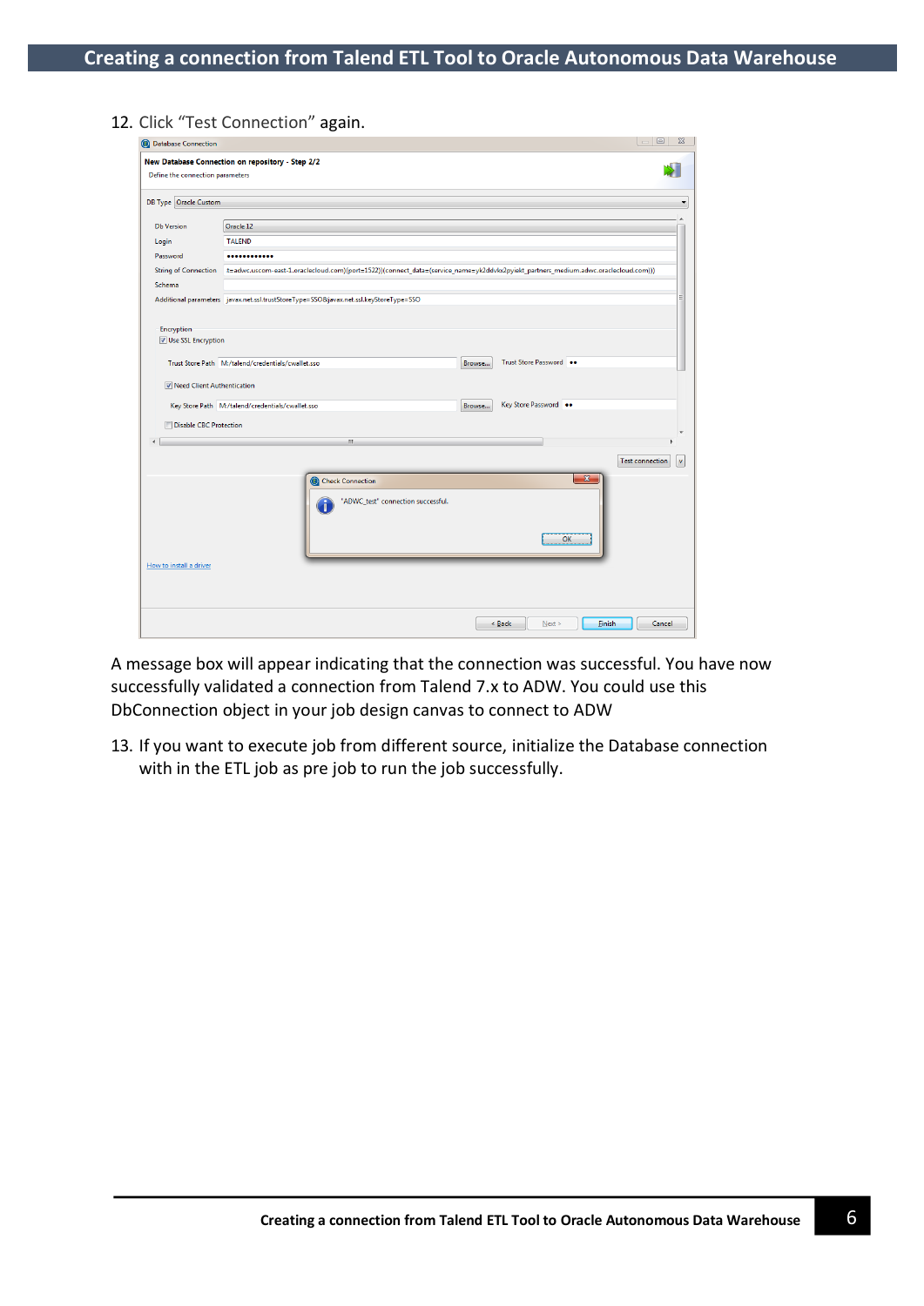12. Click “Test Connection” again.

A message box will appear indicating that the connection was successful. You have now successfully validated a connection from Talend 7.x to ADW. You could use this DbConnection object in your job design canvas to connect to ADW

13. If you want to execute job from different source, initialize the Database connection with in the ETL job as pre job to run the job successfully.